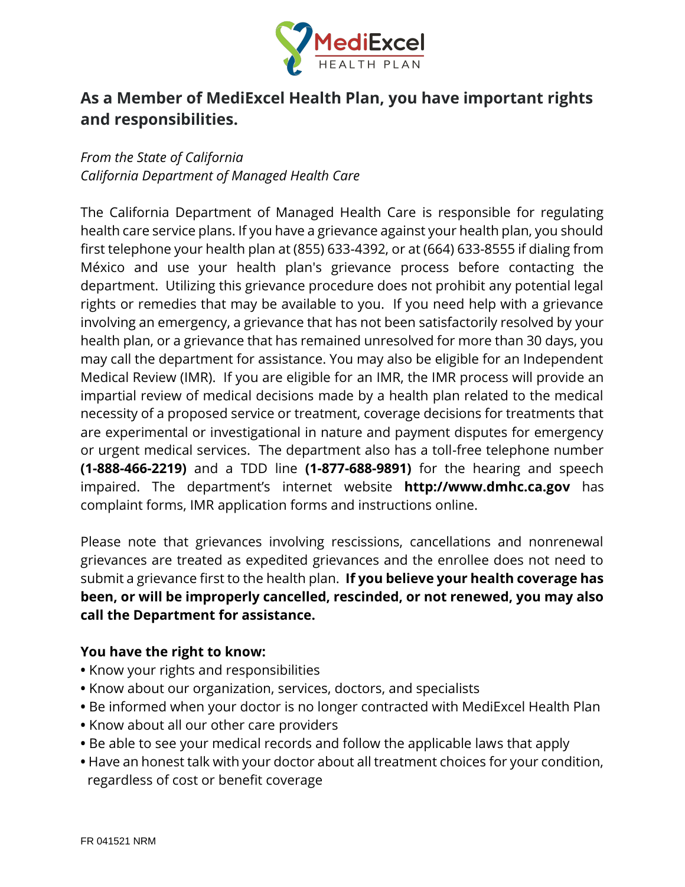MediExcel HEALTH PLAN

## As a Member of MediExcel Health Plan, you have important rights and responsibilities.

*From the State of California*
*California Department of Managed Health Care*

The California Department of Managed Health Care is responsible for regulating health care service plans. If you have a grievance against your health plan, you should first telephone your health plan at (855) 633-4392, or at (664) 633-8555 if dialing from México and use your health plan's grievance process before contacting the department. Utilizing this grievance procedure does not prohibit any potential legal rights or remedies that may be available to you. If you need help with a grievance involving an emergency, a grievance that has not been satisfactorily resolved by your health plan, or a grievance that has remained unresolved for more than 30 days, you may call the department for assistance. You may also be eligible for an Independent Medical Review (IMR). If you are eligible for an IMR, the IMR process will provide an impartial review of medical decisions made by a health plan related to the medical necessity of a proposed service or treatment, coverage decisions for treatments that are experimental or investigational in nature and payment disputes for emergency or urgent medical services. The department also has a toll-free telephone number **(1-888-466-2219)** and a TDD line **(1-877-688-9891)** for the hearing and speech impaired. The department's internet website **http://www.dmhc.ca.gov** has complaint forms, IMR application forms and instructions online.

Please note that grievances involving rescissions, cancellations and nonrenewal grievances are treated as expedited grievances and the enrollee does not need to submit a grievance first to the health plan. **If you believe your health coverage has been, or will be improperly cancelled, rescinded, or not renewed, you may also call the Department for assistance.**

**You have the right to know:**

- Know your rights and responsibilities
- Know about our organization, services, doctors, and specialists
- Be informed when your doctor is no longer contracted with MediExcel Health Plan
- Know about all our other care providers
- Be able to see your medical records and follow the applicable laws that apply
- Have an honest talk with your doctor about all treatment choices for your condition, regardless of cost or benefit coverage

FR 041521 NRM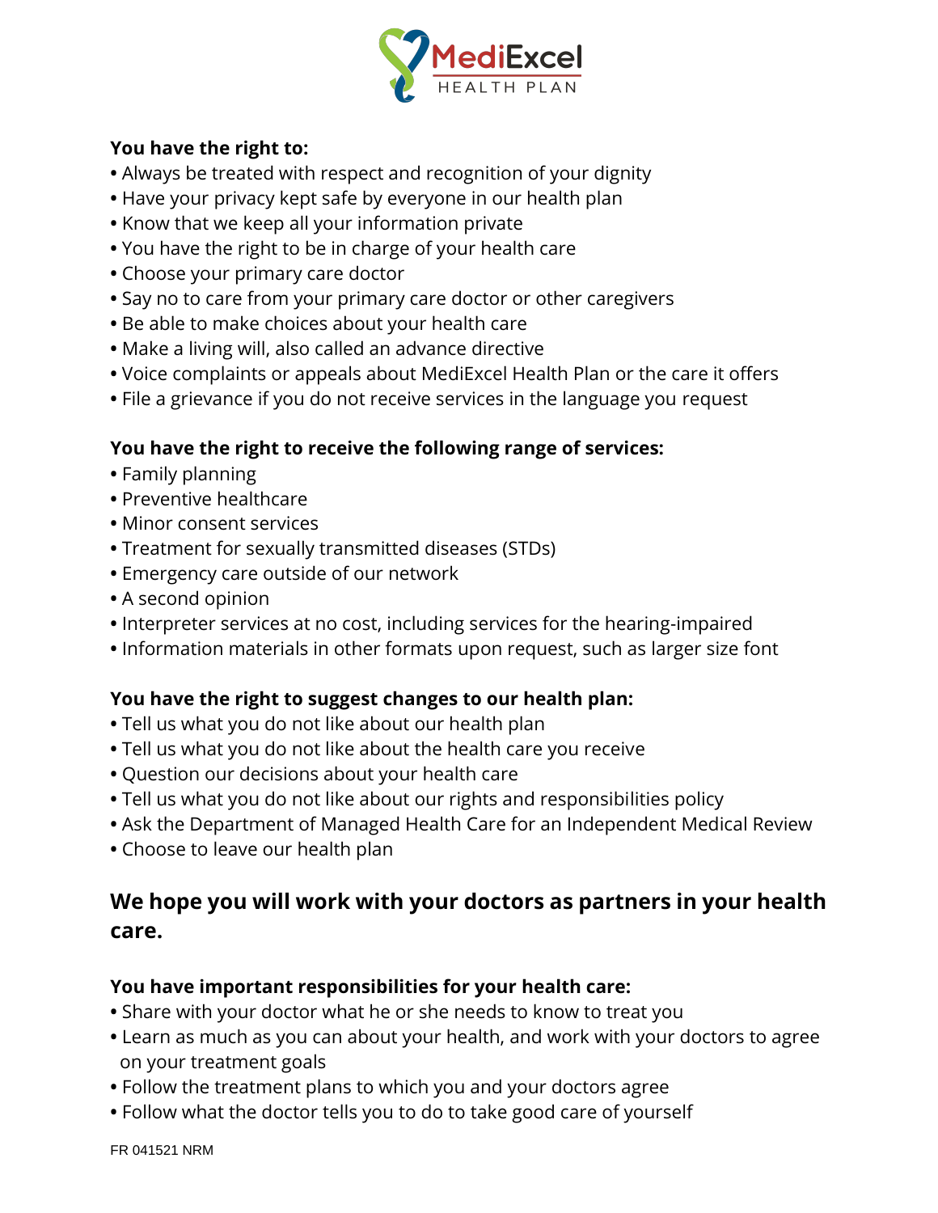**You have the right to:**

- Always be treated with respect and recognition of your dignity
- Have your privacy kept safe by everyone in our health plan
- Know that we keep all your information private
- You have the right to be in charge of your health care
- Choose your primary care doctor
- Say no to care from your primary care doctor or other caregivers
- Be able to make choices about your health care
- Make a living will, also called an advance directive
- Voice complaints or appeals about MediExcel Health Plan or the care it offers
- File a grievance if you do not receive services in the language you request

**You have the right to receive the following range of services:**

- Family planning
- Preventive healthcare
- Minor consent services
- Treatment for sexually transmitted diseases (STDs)
- Emergency care outside of our network
- A second opinion
- Interpreter services at no cost, including services for the hearing-impaired
- Information materials in other formats upon request, such as larger size font

**You have the right to suggest changes to our health plan:**

- Tell us what you do not like about our health plan
- Tell us what you do not like about the health care you receive
- Question our decisions about your health care
- Tell us what you do not like about our rights and responsibilities policy
- Ask the Department of Managed Health Care for an Independent Medical Review
- Choose to leave our health plan

## We hope you will work with your doctors as partners in your health care.

**You have important responsibilities for your health care:**

- Share with your doctor what he or she needs to know to treat you
- Learn as much as you can about your health, and work with your doctors to agree on your treatment goals
- Follow the treatment plans to which you and your doctors agree
- Follow what the doctor tells you to do to take good care of yourself

FR 041521 NRM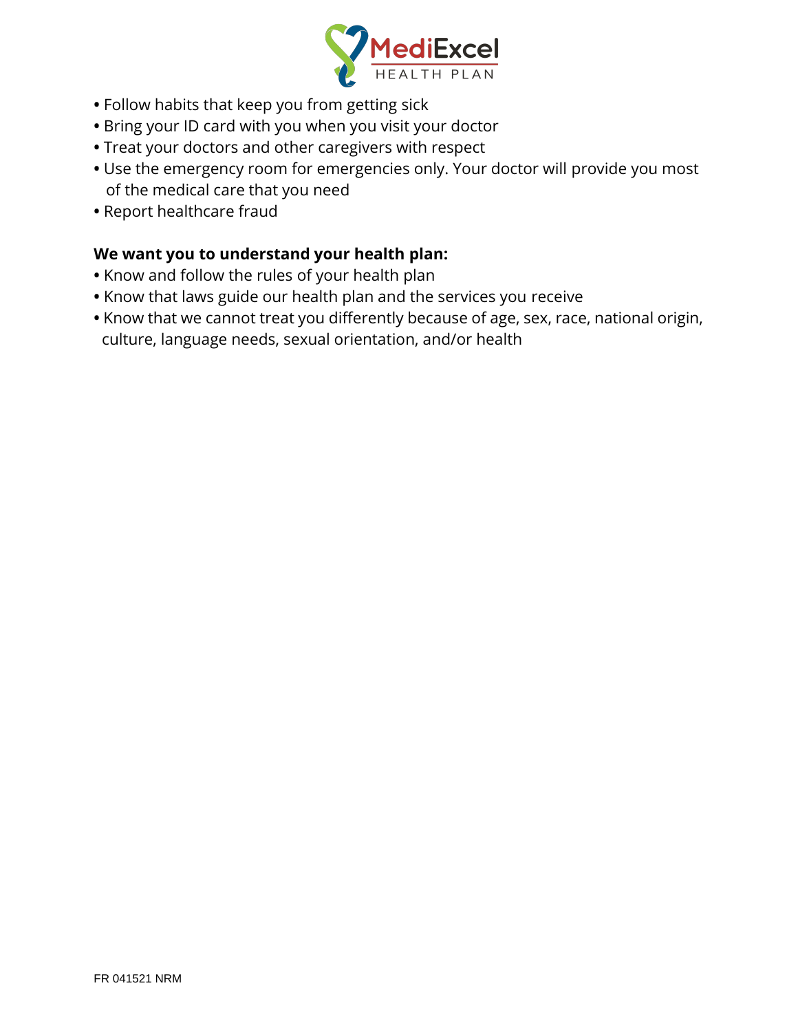- Follow habits that keep you from getting sick
- Bring your ID card with you when you visit your doctor
- Treat your doctors and other caregivers with respect
- Use the emergency room for emergencies only. Your doctor will provide you most of the medical care that you need
- Report healthcare fraud

**We want you to understand your health plan:**

- Know and follow the rules of your health plan
- Know that laws guide our health plan and the services you receive
- Know that we cannot treat you differently because of age, sex, race, national origin, culture, language needs, sexual orientation, and/or health

FR 041521 NRM